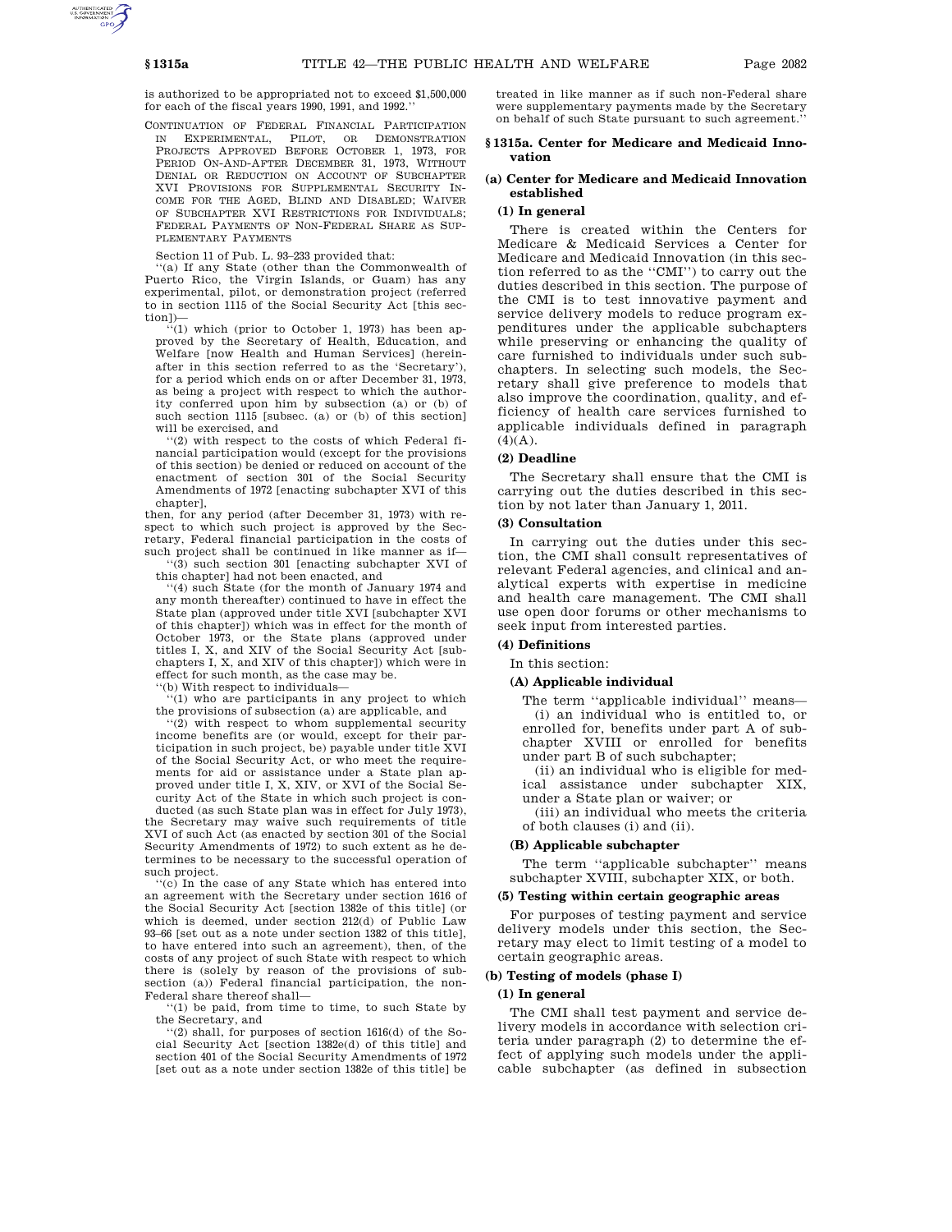is authorized to be appropriated not to exceed $1,500,000 for each of the fiscal years 1990, 1991, and 1992.''

CONTINUATION OF FEDERAL FINANCIAL PARTICIPATION IN EXPERIMENTAL, PILOT, OR DEMONSTRATION PROJECTS APPROVED BEFORE OCTOBER 1, 1973, FOR PERIOD ON-AND-AFTER DECEMBER 31, 1973, WITHOUT DENIAL OR REDUCTION ON ACCOUNT OF SUBCHAPTER XVI PROVISIONS FOR SUPPLEMENTAL SECURITY INCOME FOR THE AGED, BLIND AND DISABLED; WAIVER OF SUBCHAPTER XVI RESTRICTIONS FOR INDIVIDUALS; FEDERAL PAYMENTS OF NON-FEDERAL SHARE AS SUPPLEMENTARY PAYMENTS

Section 11 of Pub. L. 93–233 provided that:

''(a) If any State (other than the Commonwealth of Puerto Rico, the Virgin Islands, or Guam) has any experimental, pilot, or demonstration project (referred to in section 1115 of the Social Security Act [this section])—

''(1) which (prior to October 1, 1973) has been approved by the Secretary of Health, Education, and Welfare [now Health and Human Services] (hereinafter in this section referred to as the 'Secretary'), for a period which ends on or after December 31, 1973, as being a project with respect to which the authority conferred upon him by subsection (a) or (b) of such section 1115 [subsec. (a) or (b) of this section] will be exercised, and

''(2) with respect to the costs of which Federal financial participation would (except for the provisions of this section) be denied or reduced on account of the enactment of section 301 of the Social Security Amendments of 1972 [enacting subchapter XVI of this chapter],

then, for any period (after December 31, 1973) with respect to which such project is approved by the Secretary, Federal financial participation in the costs of such project shall be continued in like manner as if—

''(3) such section 301 [enacting subchapter XVI of this chapter] had not been enacted, and

''(4) such State (for the month of January 1974 and any month thereafter) continued to have in effect the State plan (approved under title XVI [subchapter XVI of this chapter]) which was in effect for the month of October 1973, or the State plans (approved under titles I, X, and XIV of the Social Security Act [subchapters I, X, and XIV of this chapter]) which were in effect for such month, as the case may be.

''(b) With respect to individuals—

''(1) who are participants in any project to which the provisions of subsection (a) are applicable, and

''(2) with respect to whom supplemental security income benefits are (or would, except for their participation in such project, be) payable under title XVI of the Social Security Act, or who meet the requirements for aid or assistance under a State plan approved under title I, X, XIV, or XVI of the Social Security Act of the State in which such project is conducted (as such State plan was in effect for July 1973),

the Secretary may waive such requirements of title XVI of such Act (as enacted by section 301 of the Social Security Amendments of 1972) to such extent as he determines to be necessary to the successful operation of such project.

''(c) In the case of any State which has entered into an agreement with the Secretary under section 1616 of the Social Security Act [section 1382e of this title] (or which is deemed, under section 212(d) of Public Law 93–66 [set out as a note under section 1382 of this title], to have entered into such an agreement), then, of the costs of any project of such State with respect to which there is (solely by reason of the provisions of subsection (a)) Federal financial participation, the non-Federal share thereof shall—

''(1) be paid, from time to time, to such State by the Secretary, and

''(2) shall, for purposes of section 1616(d) of the Social Security Act [section 1382e(d) of this title] and section 401 of the Social Security Amendments of 1972 [set out as a note under section 1382e of this title] be treated in like manner as if such non-Federal share were supplementary payments made by the Secretary on behalf of such State pursuant to such agreement.''

## § 1315a. Center for Medicare and Medicaid Innovation

### (a) Center for Medicare and Medicaid Innovation established

#### (1) In general

There is created within the Centers for Medicare & Medicaid Services a Center for Medicare and Medicaid Innovation (in this section referred to as the ''CMI'') to carry out the duties described in this section. The purpose of the CMI is to test innovative payment and service delivery models to reduce program expenditures under the applicable subchapters while preserving or enhancing the quality of care furnished to individuals under such subchapters. In selecting such models, the Secretary shall give preference to models that also improve the coordination, quality, and efficiency of health care services furnished to applicable individuals defined in paragraph (4)(A).

#### (2) Deadline

The Secretary shall ensure that the CMI is carrying out the duties described in this section by not later than January 1, 2011.

#### (3) Consultation

In carrying out the duties under this section, the CMI shall consult representatives of relevant Federal agencies, and clinical and analytical experts with expertise in medicine and health care management. The CMI shall use open door forums or other mechanisms to seek input from interested parties.

#### (4) Definitions

In this section:

##### (A) Applicable individual

The term ''applicable individual'' means—

(i) an individual who is entitled to, or enrolled for, benefits under part A of subchapter XVIII or enrolled for benefits under part B of such subchapter;

(ii) an individual who is eligible for medical assistance under subchapter XIX, under a State plan or waiver; or

(iii) an individual who meets the criteria of both clauses (i) and (ii).

##### (B) Applicable subchapter

The term ''applicable subchapter'' means subchapter XVIII, subchapter XIX, or both.

#### (5) Testing within certain geographic areas

For purposes of testing payment and service delivery models under this section, the Secretary may elect to limit testing of a model to certain geographic areas.

### (b) Testing of models (phase I)

#### (1) In general

The CMI shall test payment and service delivery models in accordance with selection criteria under paragraph (2) to determine the effect of applying such models under the applicable subchapter (as defined in subsection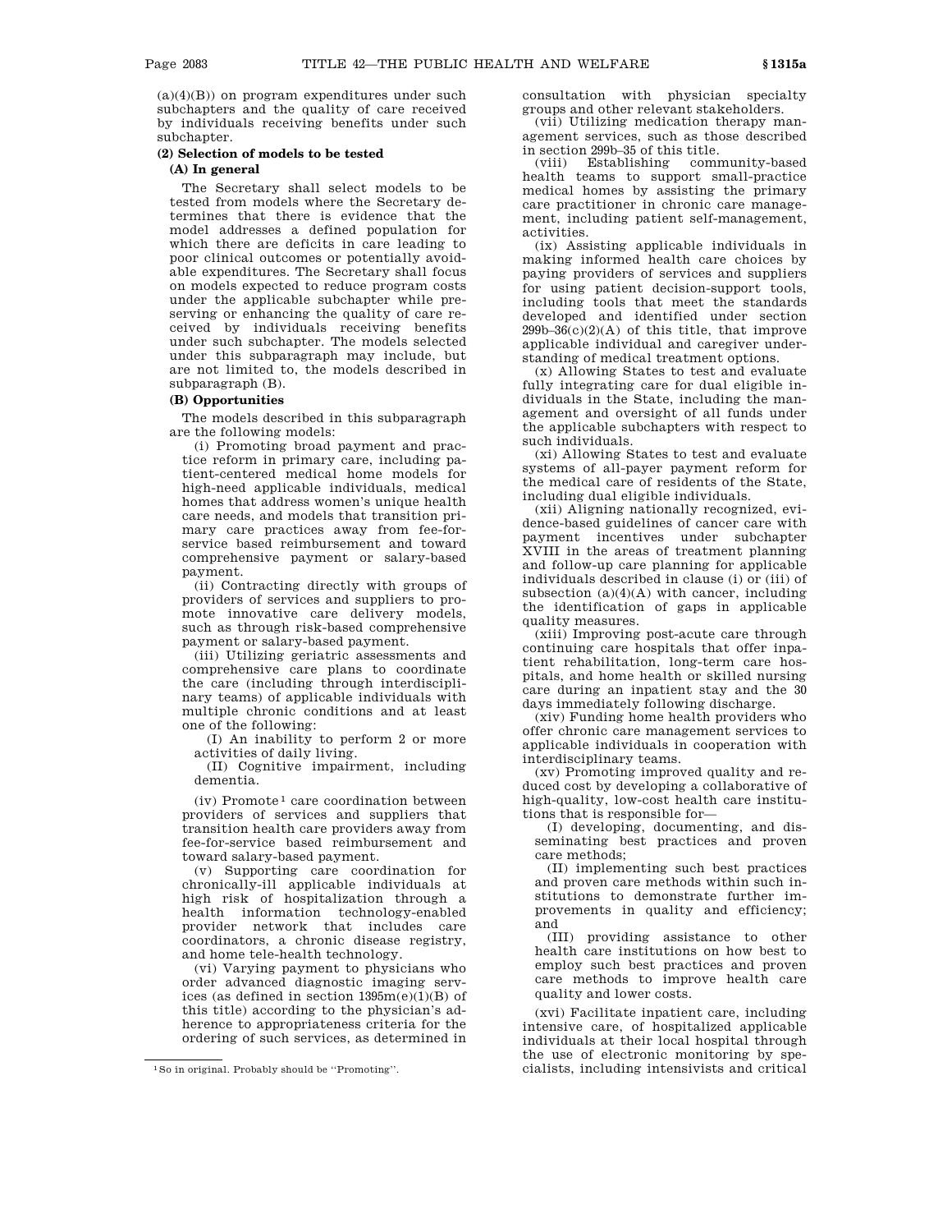(a)(4)(B)) on program expenditures under such subchapters and the quality of care received by individuals receiving benefits under such subchapter.

**(2) Selection of models to be tested**

**(A) In general**

The Secretary shall select models to be tested from models where the Secretary determines that there is evidence that the model addresses a defined population for which there are deficits in care leading to poor clinical outcomes or potentially avoidable expenditures. The Secretary shall focus on models expected to reduce program costs under the applicable subchapter while preserving or enhancing the quality of care received by individuals receiving benefits under such subchapter. The models selected under this subparagraph may include, but are not limited to, the models described in subparagraph (B).

**(B) Opportunities**

The models described in this subparagraph are the following models:

(i) Promoting broad payment and practice reform in primary care, including patient-centered medical home models for high-need applicable individuals, medical homes that address women's unique health care needs, and models that transition primary care practices away from fee-for-service based reimbursement and toward comprehensive payment or salary-based payment.

(ii) Contracting directly with groups of providers of services and suppliers to promote innovative care delivery models, such as through risk-based comprehensive payment or salary-based payment.

(iii) Utilizing geriatric assessments and comprehensive care plans to coordinate the care (including through interdisciplinary teams) of applicable individuals with multiple chronic conditions and at least one of the following:

(I) An inability to perform 2 or more activities of daily living.

(II) Cognitive impairment, including dementia.

(iv) Promote[1] care coordination between providers of services and suppliers that transition health care providers away from fee-for-service based reimbursement and toward salary-based payment.

(v) Supporting care coordination for chronically-ill applicable individuals at high risk of hospitalization through a health information technology-enabled provider network that includes care coordinators, a chronic disease registry, and home tele-health technology.

(vi) Varying payment to physicians who order advanced diagnostic imaging services (as defined in section 1395m(e)(1)(B) of this title) according to the physician's adherence to appropriateness criteria for the ordering of such services, as determined in consultation with physician specialty groups and other relevant stakeholders.

(vii) Utilizing medication therapy management services, such as those described in section 299b–35 of this title.

(viii) Establishing community-based health teams to support small-practice medical homes by assisting the primary care practitioner in chronic care management, including patient self-management, activities.

(ix) Assisting applicable individuals in making informed health care choices by paying providers of services and suppliers for using patient decision-support tools, including tools that meet the standards developed and identified under section 299b–36(c)(2)(A) of this title, that improve applicable individual and caregiver understanding of medical treatment options.

(x) Allowing States to test and evaluate fully integrating care for dual eligible individuals in the State, including the management and oversight of all funds under the applicable subchapters with respect to such individuals.

(xi) Allowing States to test and evaluate systems of all-payer payment reform for the medical care of residents of the State, including dual eligible individuals.

(xii) Aligning nationally recognized, evidence-based guidelines of cancer care with payment incentives under subchapter XVIII in the areas of treatment planning and follow-up care planning for applicable individuals described in clause (i) or (iii) of subsection (a)(4)(A) with cancer, including the identification of gaps in applicable quality measures.

(xiii) Improving post-acute care through continuing care hospitals that offer inpatient rehabilitation, long-term care hospitals, and home health or skilled nursing care during an inpatient stay and the 30 days immediately following discharge.

(xiv) Funding home health providers who offer chronic care management services to applicable individuals in cooperation with interdisciplinary teams.

(xv) Promoting improved quality and reduced cost by developing a collaborative of high-quality, low-cost health care institutions that is responsible for—

(I) developing, documenting, and disseminating best practices and proven care methods;

(II) implementing such best practices and proven care methods within such institutions to demonstrate further improvements in quality and efficiency; and

(III) providing assistance to other health care institutions on how best to employ such best practices and proven care methods to improve health care quality and lower costs.

(xvi) Facilitate inpatient care, including intensive care, of hospitalized applicable individuals at their local hospital through the use of electronic monitoring by specialists, including intensivists and critical

[1] So in original. Probably should be "Promoting".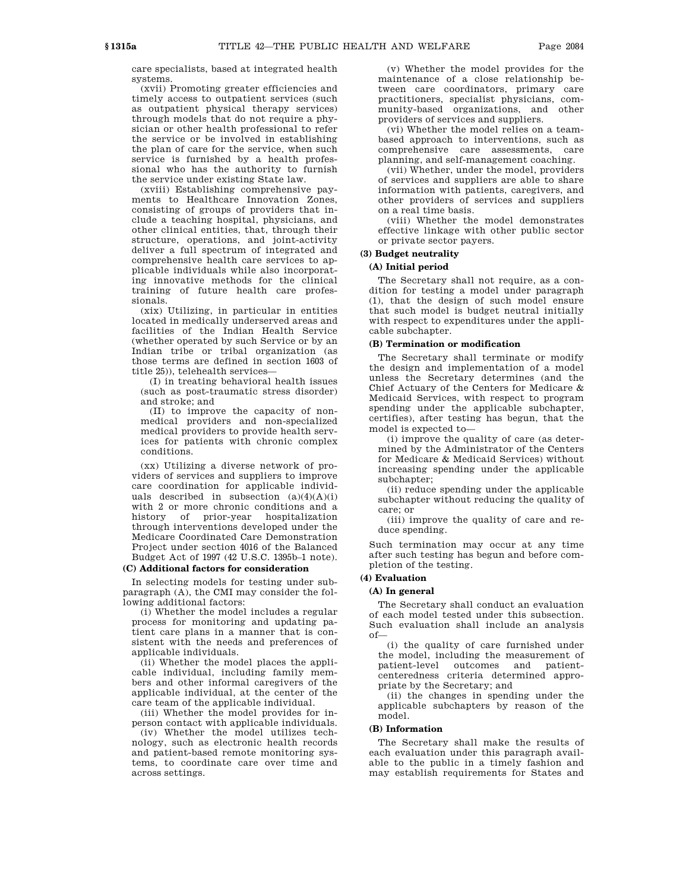care specialists, based at integrated health systems.

(xvii) Promoting greater efficiencies and timely access to outpatient services (such as outpatient physical therapy services) through models that do not require a physician or other health professional to refer the service or be involved in establishing the plan of care for the service, when such service is furnished by a health professional who has the authority to furnish the service under existing State law.

(xviii) Establishing comprehensive payments to Healthcare Innovation Zones, consisting of groups of providers that include a teaching hospital, physicians, and other clinical entities, that, through their structure, operations, and joint-activity deliver a full spectrum of integrated and comprehensive health care services to applicable individuals while also incorporating innovative methods for the clinical training of future health care professionals.

(xix) Utilizing, in particular in entities located in medically underserved areas and facilities of the Indian Health Service (whether operated by such Service or by an Indian tribe or tribal organization (as those terms are defined in section 1603 of title 25)), telehealth services—

(I) in treating behavioral health issues (such as post-traumatic stress disorder) and stroke; and

(II) to improve the capacity of non-medical providers and non-specialized medical providers to provide health services for patients with chronic complex conditions.

(xx) Utilizing a diverse network of providers of services and suppliers to improve care coordination for applicable individuals described in subsection (a)(4)(A)(i) with 2 or more chronic conditions and a history of prior-year hospitalization through interventions developed under the Medicare Coordinated Care Demonstration Project under section 4016 of the Balanced Budget Act of 1997 (42 U.S.C. 1395b–1 note).

**(C) Additional factors for consideration**

In selecting models for testing under subparagraph (A), the CMI may consider the following additional factors:

(i) Whether the model includes a regular process for monitoring and updating patient care plans in a manner that is consistent with the needs and preferences of applicable individuals.

(ii) Whether the model places the applicable individual, including family members and other informal caregivers of the applicable individual, at the center of the care team of the applicable individual.

(iii) Whether the model provides for in-person contact with applicable individuals.

(iv) Whether the model utilizes technology, such as electronic health records and patient-based remote monitoring systems, to coordinate care over time and across settings.

(v) Whether the model provides for the maintenance of a close relationship between care coordinators, primary care practitioners, specialist physicians, community-based organizations, and other providers of services and suppliers.

(vi) Whether the model relies on a team-based approach to interventions, such as comprehensive care assessments, care planning, and self-management coaching.

(vii) Whether, under the model, providers of services and suppliers are able to share information with patients, caregivers, and other providers of services and suppliers on a real time basis.

(viii) Whether the model demonstrates effective linkage with other public sector or private sector payers.

**(3) Budget neutrality**

**(A) Initial period**

The Secretary shall not require, as a condition for testing a model under paragraph (1), that the design of such model ensure that such model is budget neutral initially with respect to expenditures under the applicable subchapter.

**(B) Termination or modification**

The Secretary shall terminate or modify the design and implementation of a model unless the Secretary determines (and the Chief Actuary of the Centers for Medicare & Medicaid Services, with respect to program spending under the applicable subchapter, certifies), after testing has begun, that the model is expected to—

(i) improve the quality of care (as determined by the Administrator of the Centers for Medicare & Medicaid Services) without increasing spending under the applicable subchapter;

(ii) reduce spending under the applicable subchapter without reducing the quality of care; or

(iii) improve the quality of care and reduce spending.

Such termination may occur at any time after such testing has begun and before completion of the testing.

**(4) Evaluation**

**(A) In general**

The Secretary shall conduct an evaluation of each model tested under this subsection. Such evaluation shall include an analysis of—

(i) the quality of care furnished under the model, including the measurement of patient-level outcomes and patient-centeredness criteria determined appropriate by the Secretary; and

(ii) the changes in spending under the applicable subchapters by reason of the model.

**(B) Information**

The Secretary shall make the results of each evaluation under this paragraph available to the public in a timely fashion and may establish requirements for States and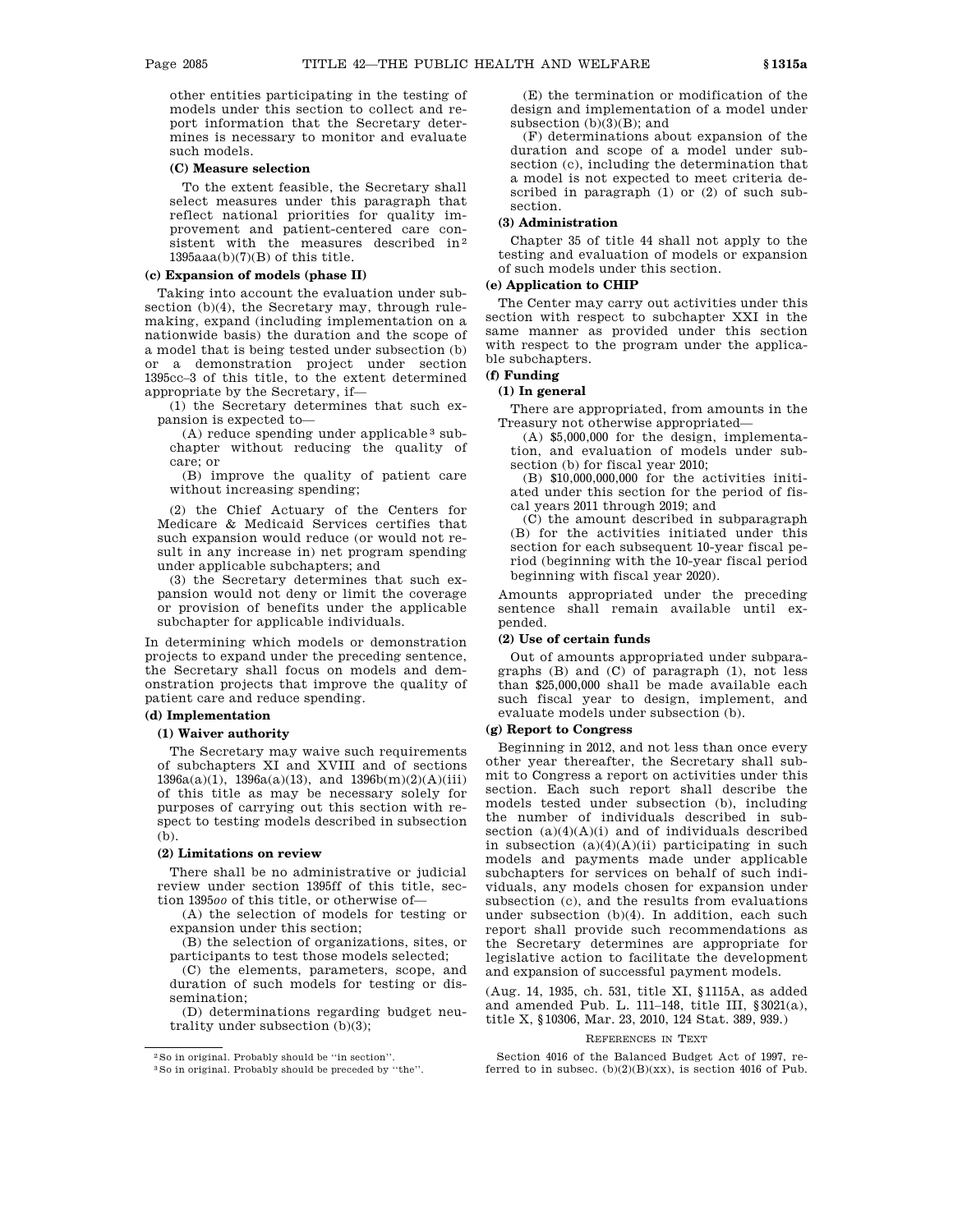other entities participating in the testing of models under this section to collect and report information that the Secretary determines is necessary to monitor and evaluate such models.

**(C) Measure selection**

To the extent feasible, the Secretary shall select measures under this paragraph that reflect national priorities for quality improvement and patient-centered care consistent with the measures described in[2] 1395aaa(b)(7)(B) of this title.

**(c) Expansion of models (phase II)**

Taking into account the evaluation under subsection (b)(4), the Secretary may, through rulemaking, expand (including implementation on a nationwide basis) the duration and the scope of a model that is being tested under subsection (b) or a demonstration project under section 1395cc–3 of this title, to the extent determined appropriate by the Secretary, if—

(1) the Secretary determines that such expansion is expected to—

(A) reduce spending under applicable[3] subchapter without reducing the quality of care; or

(B) improve the quality of patient care without increasing spending;

(2) the Chief Actuary of the Centers for Medicare & Medicaid Services certifies that such expansion would reduce (or would not result in any increase in) net program spending under applicable subchapters; and

(3) the Secretary determines that such expansion would not deny or limit the coverage or provision of benefits under the applicable subchapter for applicable individuals.

In determining which models or demonstration projects to expand under the preceding sentence, the Secretary shall focus on models and demonstration projects that improve the quality of patient care and reduce spending.

**(d) Implementation**

**(1) Waiver authority**

The Secretary may waive such requirements of subchapters XI and XVIII and of sections 1396a(a)(1), 1396a(a)(13), and 1396b(m)(2)(A)(iii) of this title as may be necessary solely for purposes of carrying out this section with respect to testing models described in subsection (b).

**(2) Limitations on review**

There shall be no administrative or judicial review under section 1395ff of this title, section 1395*oo* of this title, or otherwise of—

(A) the selection of models for testing or expansion under this section;

(B) the selection of organizations, sites, or participants to test those models selected;

(C) the elements, parameters, scope, and duration of such models for testing or dissemination;

(D) determinations regarding budget neutrality under subsection (b)(3);

(E) the termination or modification of the design and implementation of a model under subsection (b)(3)(B); and

(F) determinations about expansion of the duration and scope of a model under subsection (c), including the determination that a model is not expected to meet criteria described in paragraph (1) or (2) of such subsection.

**(3) Administration**

Chapter 35 of title 44 shall not apply to the testing and evaluation of models or expansion of such models under this section.

**(e) Application to CHIP**

The Center may carry out activities under this section with respect to subchapter XXI in the same manner as provided under this section with respect to the program under the applicable subchapters.

**(f) Funding**

**(1) In general**

There are appropriated, from amounts in the Treasury not otherwise appropriated—

(A) $5,000,000 for the design, implementation, and evaluation of models under subsection (b) for fiscal year 2010;

(B) $10,000,000,000 for the activities initiated under this section for the period of fiscal years 2011 through 2019; and

(C) the amount described in subparagraph (B) for the activities initiated under this section for each subsequent 10-year fiscal period (beginning with the 10-year fiscal period beginning with fiscal year 2020).

Amounts appropriated under the preceding sentence shall remain available until expended.

**(2) Use of certain funds**

Out of amounts appropriated under subparagraphs (B) and (C) of paragraph (1), not less than $25,000,000 shall be made available each such fiscal year to design, implement, and evaluate models under subsection (b).

**(g) Report to Congress**

Beginning in 2012, and not less than once every other year thereafter, the Secretary shall submit to Congress a report on activities under this section. Each such report shall describe the models tested under subsection (b), including the number of individuals described in subsection (a)(4)(A)(i) and of individuals described in subsection (a)(4)(A)(ii) participating in such models and payments made under applicable subchapters for services on behalf of such individuals, any models chosen for expansion under subsection (c), and the results from evaluations under subsection (b)(4). In addition, each such report shall provide such recommendations as the Secretary determines are appropriate for legislative action to facilitate the development and expansion of successful payment models.

(Aug. 14, 1935, ch. 531, title XI, §1115A, as added and amended Pub. L. 111–148, title III, §3021(a), title X, §10306, Mar. 23, 2010, 124 Stat. 389, 939.)

REFERENCES IN TEXT

Section 4016 of the Balanced Budget Act of 1997, referred to in subsec. (b)(2)(B)(xx), is section 4016 of Pub.

---

[2] So in original. Probably should be "in section".

[3] So in original. Probably should be preceded by "the".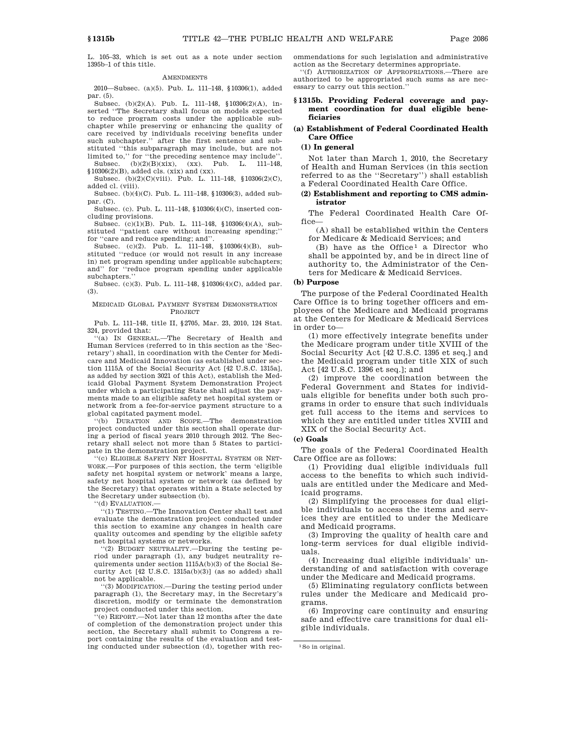L. 105–33, which is set out as a note under section 1395b–1 of this title.

AMENDMENTS

2010—Subsec. (a)(5). Pub. L. 111–148, §10306(1), added par. (5).

Subsec. (b)(2)(A). Pub. L. 111–148, §10306(2)(A), inserted "The Secretary shall focus on models expected to reduce program costs under the applicable subchapter while preserving or enhancing the quality of care received by individuals receiving benefits under such subchapter." after the first sentence and substituted "this subparagraph may include, but are not limited to," for "the preceding sentence may include".

Subsec. (b)(2)(B)(xix), (xx). Pub. L. 111–148, §10306(2)(B), added cls. (xix) and (xx).

Subsec. (b)(2)(C)(viii). Pub. L. 111–148, §10306(2)(C), added cl. (viii).

Subsec. (b)(4)(C). Pub. L. 111–148, §10306(3), added subpar. (C).

Subsec. (c). Pub. L. 111–148, §10306(4)(C), inserted concluding provisions.

Subsec. (c)(1)(B). Pub. L. 111–148, §10306(4)(A), substituted "patient care without increasing spending;" for "care and reduce spending; and".

Subsec. (c)(2). Pub. L. 111–148, §10306(4)(B), substituted "reduce (or would not result in any increase in) net program spending under applicable subchapters; and" for "reduce program spending under applicable subchapters."

Subsec. (c)(3). Pub. L. 111–148, §10306(4)(C), added par. (3).

MEDICAID GLOBAL PAYMENT SYSTEM DEMONSTRATION PROJECT

Pub. L. 111–148, title II, §2705, Mar. 23, 2010, 124 Stat. 324, provided that:

"(a) IN GENERAL.—The Secretary of Health and Human Services (referred to in this section as the 'Secretary') shall, in coordination with the Center for Medicare and Medicaid Innovation (as established under section 1115A of the Social Security Act [42 U.S.C. 1315a], as added by section 3021 of this Act), establish the Medicaid Global Payment System Demonstration Project under which a participating State shall adjust the payments made to an eligible safety net hospital system or network from a fee-for-service payment structure to a global capitated payment model.

"(b) DURATION AND SCOPE.—The demonstration project conducted under this section shall operate during a period of fiscal years 2010 through 2012. The Secretary shall select not more than 5 States to participate in the demonstration project.

"(c) ELIGIBLE SAFETY NET HOSPITAL SYSTEM OR NETWORK.—For purposes of this section, the term 'eligible safety net hospital system or network' means a large, safety net hospital system or network (as defined by the Secretary) that operates within a State selected by the Secretary under subsection (b).

"(d) EVALUATION.—

"(1) TESTING.—The Innovation Center shall test and evaluate the demonstration project conducted under this section to examine any changes in health care quality outcomes and spending by the eligible safety net hospital systems or networks.

"(2) BUDGET NEUTRALITY.—During the testing period under paragraph (1), any budget neutrality requirements under section 1115A(b)(3) of the Social Security Act [42 U.S.C. 1315a(b)(3)] (as so added) shall not be applicable.

"(3) MODIFICATION.—During the testing period under paragraph (1), the Secretary may, in the Secretary's discretion, modify or terminate the demonstration project conducted under this section.

"(e) REPORT.—Not later than 12 months after the date of completion of the demonstration project under this section, the Secretary shall submit to Congress a report containing the results of the evaluation and testing conducted under subsection (d), together with recommendations for such legislation and administrative action as the Secretary determines appropriate.

"(f) AUTHORIZATION OF APPROPRIATIONS.—There are authorized to be appropriated such sums as are necessary to carry out this section."

## §1315b. Providing Federal coverage and payment coordination for dual eligible beneficiaries

### (a) Establishment of Federal Coordinated Health Care Office

#### (1) In general

Not later than March 1, 2010, the Secretary of Health and Human Services (in this section referred to as the "Secretary") shall establish a Federal Coordinated Health Care Office.

#### (2) Establishment and reporting to CMS administrator

The Federal Coordinated Health Care Office—

(A) shall be established within the Centers for Medicare & Medicaid Services; and

(B) have as the Office[1] a Director who shall be appointed by, and be in direct line of authority to, the Administrator of the Centers for Medicare & Medicaid Services.

### (b) Purpose

The purpose of the Federal Coordinated Health Care Office is to bring together officers and employees of the Medicare and Medicaid programs at the Centers for Medicare & Medicaid Services in order to—

(1) more effectively integrate benefits under the Medicare program under title XVIII of the Social Security Act [42 U.S.C. 1395 et seq.] and the Medicaid program under title XIX of such Act [42 U.S.C. 1396 et seq.]; and

(2) improve the coordination between the Federal Government and States for individuals eligible for benefits under both such programs in order to ensure that such individuals get full access to the items and services to which they are entitled under titles XVIII and XIX of the Social Security Act.

### (c) Goals

The goals of the Federal Coordinated Health Care Office are as follows:

(1) Providing dual eligible individuals full access to the benefits to which such individuals are entitled under the Medicare and Medicaid programs.

(2) Simplifying the processes for dual eligible individuals to access the items and services they are entitled to under the Medicare and Medicaid programs.

(3) Improving the quality of health care and long-term services for dual eligible individuals.

(4) Increasing dual eligible individuals' understanding of and satisfaction with coverage under the Medicare and Medicaid programs.

(5) Eliminating regulatory conflicts between rules under the Medicare and Medicaid programs.

(6) Improving care continuity and ensuring safe and effective care transitions for dual eligible individuals.

[1] So in original.